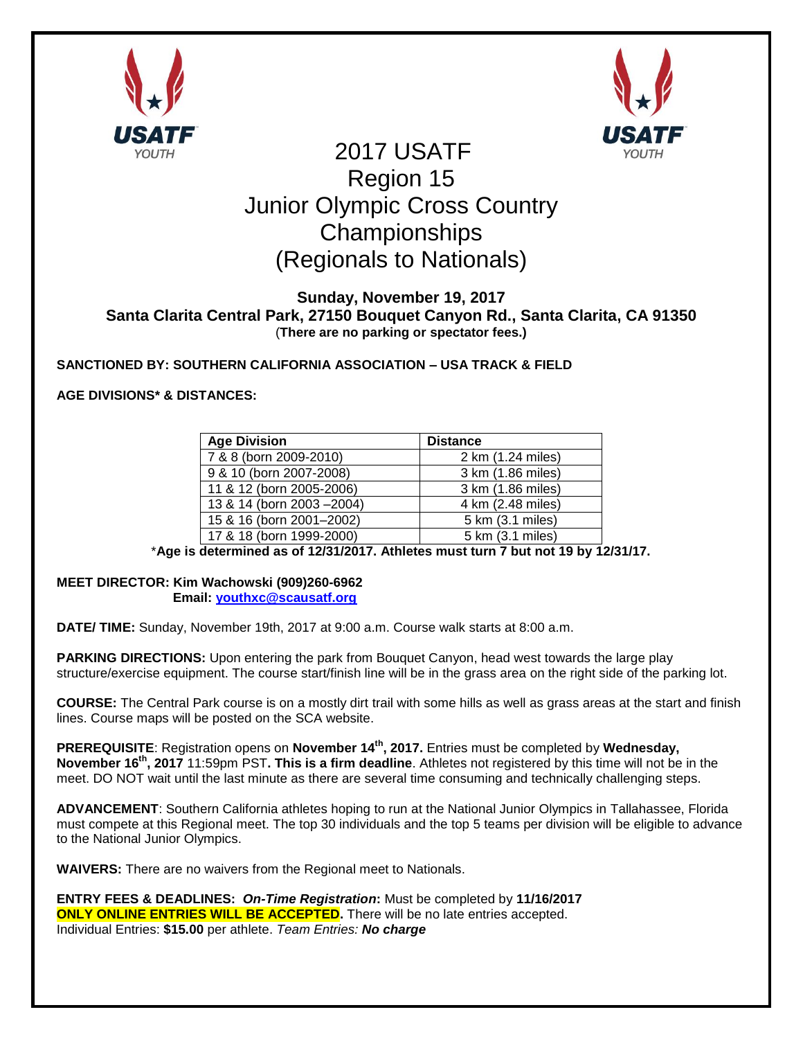# 2017 USATF Region 15 Junior Olympic Cross Country Championships (Regionals to Nationals)

**Sunday, November 19, 2017**
**Santa Clarita Central Park, 27150 Bouquet Canyon Rd., Santa Clarita, CA 91350**
(**There are no parking or spectator fees.)**

**SANCTIONED BY: SOUTHERN CALIFORNIA ASSOCIATION – USA TRACK & FIELD**

**AGE DIVISIONS* & DISTANCES:**

| Age Division | Distance |
|---|---|
| 7 & 8 (born 2009-2010) | 2 km (1.24 miles) |
| 9 & 10 (born 2007-2008) | 3 km (1.86 miles) |
| 11 & 12 (born 2005-2006) | 3 km (1.86 miles) |
| 13 & 14 (born 2003 –2004) | 4 km (2.48 miles) |
| 15 & 16 (born 2001–2002) | 5 km (3.1 miles) |
| 17 & 18 (born 1999-2000) | 5 km (3.1 miles) |

*__Age is determined as of 12/31/2017. Athletes must turn 7 but not 19 by 12/31/17.__

**MEET DIRECTOR: Kim Wachowski (909)260-6962**
**Email: youthxc@scausatf.org**

**DATE/ TIME:** Sunday, November 19th, 2017 at 9:00 a.m. Course walk starts at 8:00 a.m.

**PARKING DIRECTIONS:** Upon entering the park from Bouquet Canyon, head west towards the large play structure/exercise equipment. The course start/finish line will be in the grass area on the right side of the parking lot.

**COURSE:** The Central Park course is on a mostly dirt trail with some hills as well as grass areas at the start and finish lines. Course maps will be posted on the SCA website.

**PREREQUISITE**: Registration opens on **November 14th, 2017.** Entries must be completed by **Wednesday, November 16th, 2017** 11:59pm PST**. This is a firm deadline**. Athletes not registered by this time will not be in the meet. DO NOT wait until the last minute as there are several time consuming and technically challenging steps.

**ADVANCEMENT**: Southern California athletes hoping to run at the National Junior Olympics in Tallahassee, Florida must compete at this Regional meet. The top 30 individuals and the top 5 teams per division will be eligible to advance to the National Junior Olympics.

**WAIVERS:** There are no waivers from the Regional meet to Nationals.

**ENTRY FEES & DEADLINES:** ***On-Time Registration*****:** Must be completed by **11/16/2017**
**ONLY ONLINE ENTRIES WILL BE ACCEPTED.** There will be no late entries accepted.
Individual Entries: **$15.00** per athlete. *Team Entries:* ***No charge***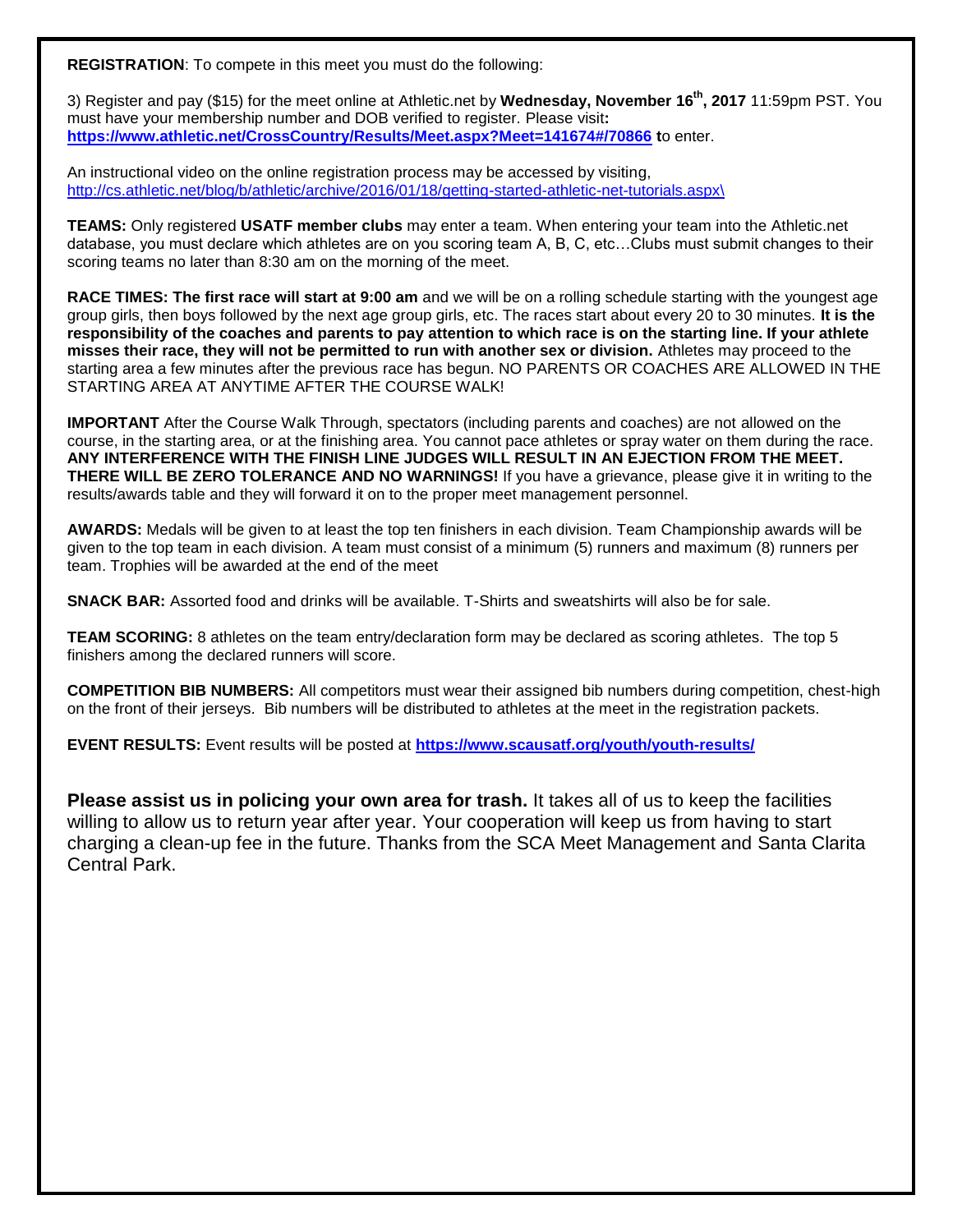**REGISTRATION**: To compete in this meet you must do the following:

3) Register and pay ($15) for the meet online at Athletic.net by **Wednesday, November 16th, 2017** 11:59pm PST. You must have your membership number and DOB verified to register. Please visit**:** **https://www.athletic.net/CrossCountry/Results/Meet.aspx?Meet=141674#/70866** **t**o enter.

An instructional video on the online registration process may be accessed by visiting, http://cs.athletic.net/blog/b/athletic/archive/2016/01/18/getting-started-athletic-net-tutorials.aspx\

**TEAMS:** Only registered **USATF member clubs** may enter a team. When entering your team into the Athletic.net database, you must declare which athletes are on you scoring team A, B, C, etc…Clubs must submit changes to their scoring teams no later than 8:30 am on the morning of the meet.

**RACE TIMES: The first race will start at 9:00 am** and we will be on a rolling schedule starting with the youngest age group girls, then boys followed by the next age group girls, etc. The races start about every 20 to 30 minutes. **It is the responsibility of the coaches and parents to pay attention to which race is on the starting line. If your athlete misses their race, they will not be permitted to run with another sex or division.** Athletes may proceed to the starting area a few minutes after the previous race has begun. NO PARENTS OR COACHES ARE ALLOWED IN THE STARTING AREA AT ANYTIME AFTER THE COURSE WALK!

**IMPORTANT** After the Course Walk Through, spectators (including parents and coaches) are not allowed on the course, in the starting area, or at the finishing area. You cannot pace athletes or spray water on them during the race. **ANY INTERFERENCE WITH THE FINISH LINE JUDGES WILL RESULT IN AN EJECTION FROM THE MEET. THERE WILL BE ZERO TOLERANCE AND NO WARNINGS!** If you have a grievance, please give it in writing to the results/awards table and they will forward it on to the proper meet management personnel.

**AWARDS:** Medals will be given to at least the top ten finishers in each division. Team Championship awards will be given to the top team in each division. A team must consist of a minimum (5) runners and maximum (8) runners per team. Trophies will be awarded at the end of the meet

**SNACK BAR:** Assorted food and drinks will be available. T-Shirts and sweatshirts will also be for sale.

**TEAM SCORING:** 8 athletes on the team entry/declaration form may be declared as scoring athletes. The top 5 finishers among the declared runners will score.

**COMPETITION BIB NUMBERS:** All competitors must wear their assigned bib numbers during competition, chest-high on the front of their jerseys. Bib numbers will be distributed to athletes at the meet in the registration packets.

**EVENT RESULTS:** Event results will be posted at **https://www.scausatf.org/youth/youth-results/**

**Please assist us in policing your own area for trash.** It takes all of us to keep the facilities willing to allow us to return year after year. Your cooperation will keep us from having to start charging a clean-up fee in the future. Thanks from the SCA Meet Management and Santa Clarita Central Park.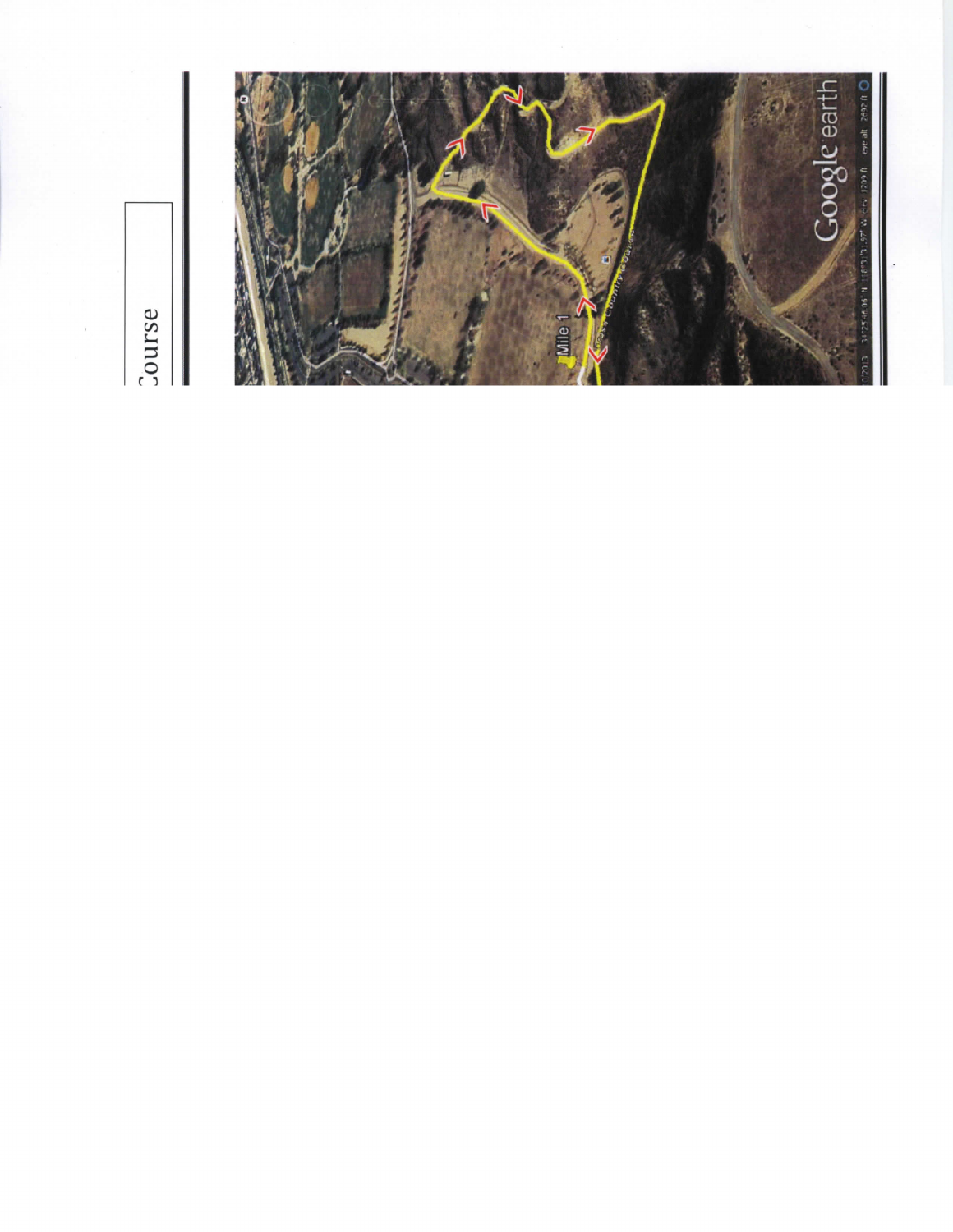Course

Mile 1

Google earth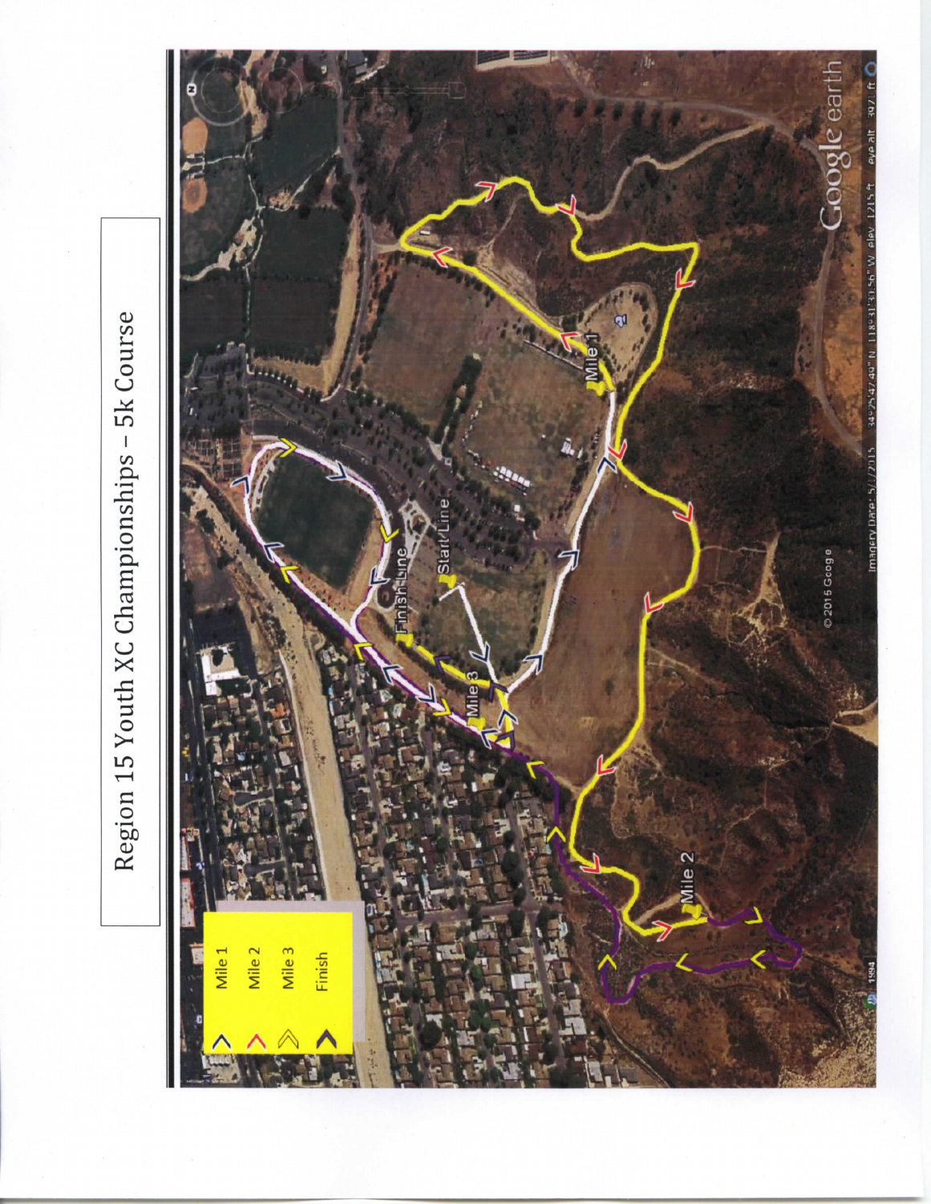# Region 15 Youth XC Championships – 5k Course

Mile 1

Mile 2

Mile 3

Finish

Start Line

Finish Line

Mile 1

Mile 2

Mile 3

© 2015 Google

Imagery Date: 5/7/2015 34°25'47.49" N 118°31'30.56" W elev 1215 ft eye alt 3971 ft

Google earth

1994